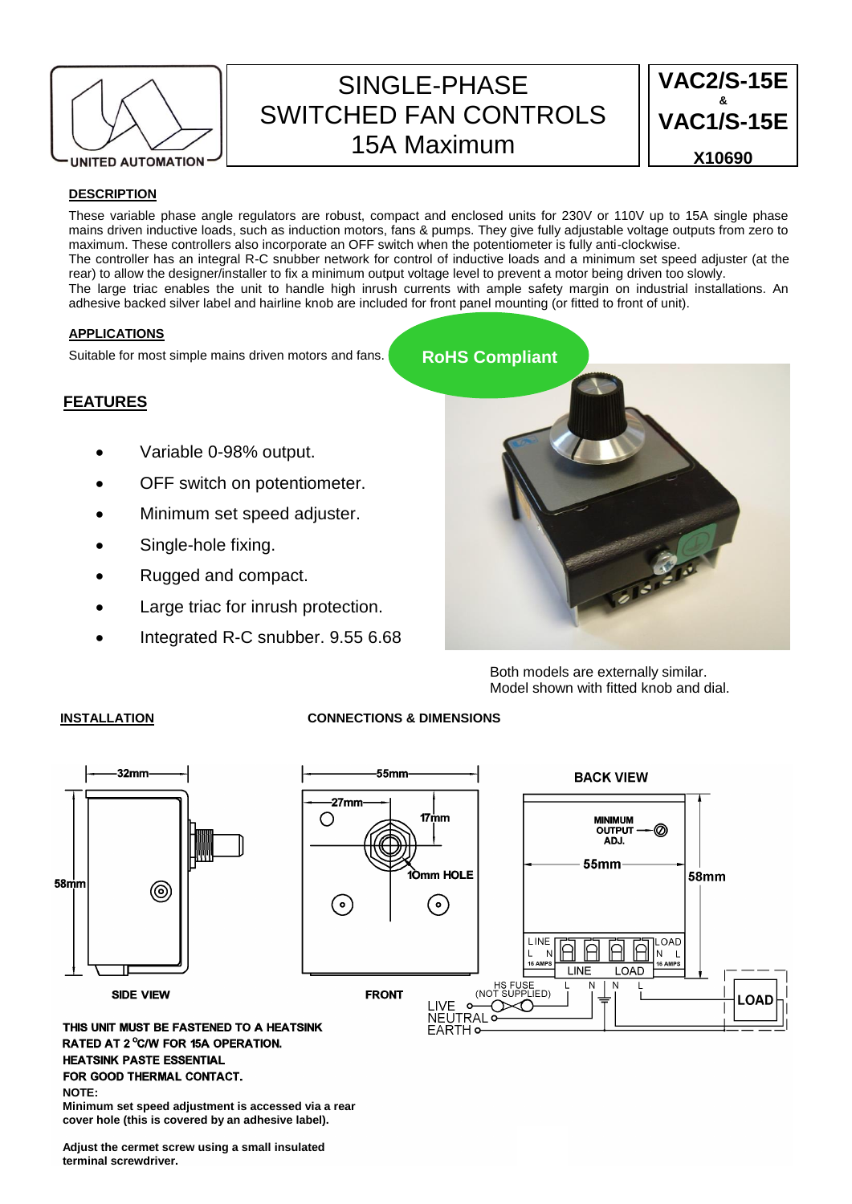UNITED AUTOMATION

# SINGLE-PHASE SWITCHED FAN CONTROLS 15A Maximum

**VAC2/S-15E & VAC1/S-15E**

**X10690**

## DESCRIPTION

These variable phase angle regulators are robust, compact and enclosed units for 230V or 110V up to 15A single phase mains driven inductive loads, such as induction motors, fans & pumps. They give fully adjustable voltage outputs from zero to maximum. These controllers also incorporate an OFF switch when the potentiometer is fully anti-clockwise.
The controller has an integral R-C snubber network for control of inductive loads and a minimum set speed adjuster (at the rear) to allow the designer/installer to fix a minimum output voltage level to prevent a motor being driven too slowly.
The large triac enables the unit to handle high inrush currents with ample safety margin on industrial installations. An adhesive backed silver label and hairline knob are included for front panel mounting (or fitted to front of unit).

## APPLICATIONS

Suitable for most simple mains driven motors and fans.

**RoHS Compliant**

## FEATURES

- Variable 0-98% output.
- OFF switch on potentiometer.
- Minimum set speed adjuster.
- Single-hole fixing.
- Rugged and compact.
- Large triac for inrush protection.
- Integrated R-C snubber. 9.55 6.68

Both models are externally similar.
Model shown with fitted knob and dial.

## INSTALLATION

## CONNECTIONS & DIMENSIONS

SIDE VIEW: 32mm, 58mm

FRONT: 55mm, 27mm, 17mm, 10mm HOLE

BACK VIEW: MINIMUM OUTPUT ADJ., 55mm, 58mm, LINE L N 16 AMPS, LOAD N L 16 AMPS, LINE, LOAD

HS FUSE (NOT SUPPLIED), L N N L, LIVE, NEUTRAL, EARTH, LOAD

**THIS UNIT MUST BE FASTENED TO A HEATSINK RATED AT 2 °C/W FOR 15A OPERATION.**
**HEATSINK PASTE ESSENTIAL**
**FOR GOOD THERMAL CONTACT.**

**NOTE:**
**Minimum set speed adjustment is accessed via a rear cover hole (this is covered by an adhesive label).**

**Adjust the cermet screw using a small insulated terminal screwdriver.**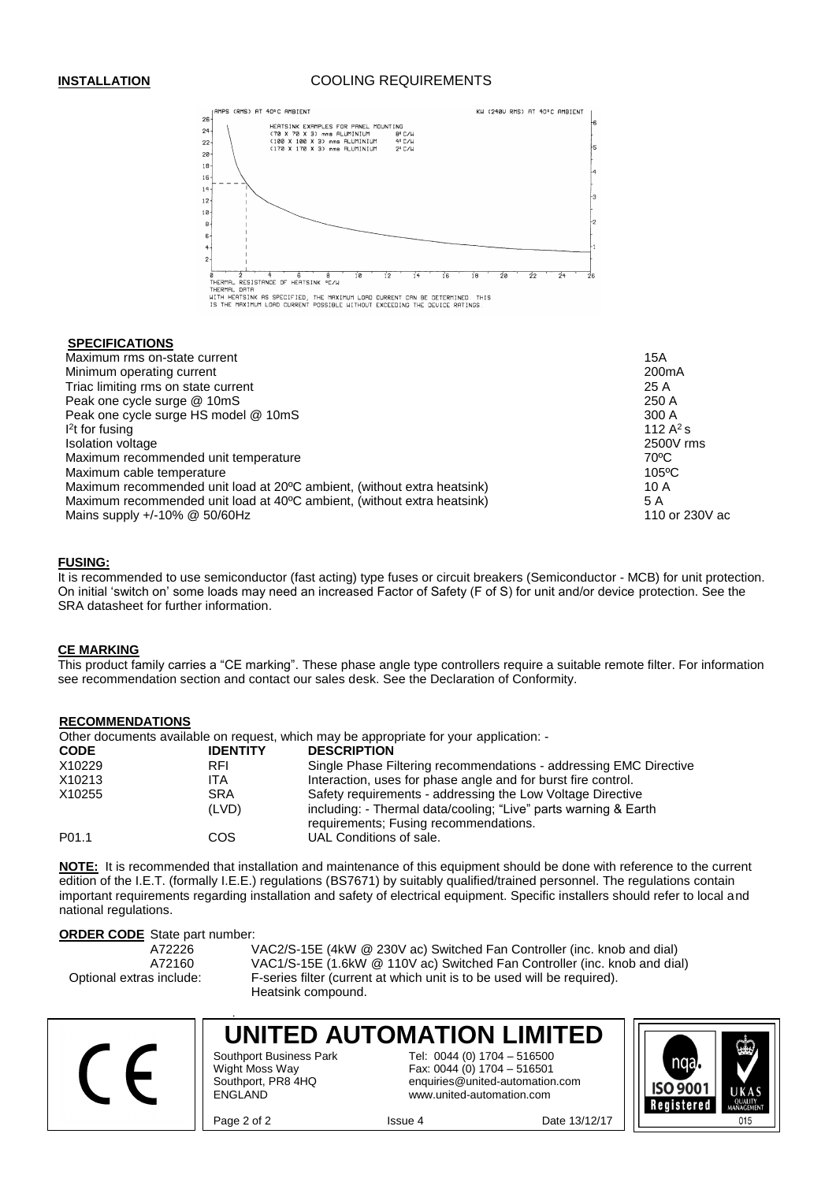**INSTALLATION** COOLING REQUIREMENTS

AMPS (RMS) AT 40°C AMBIENT

KW (240V RMS) AT 40°C AMBIENT

HEATSINK EXAMPLES FOR PANEL MOUNTING
(70 X 70 X 3) mms ALUMINIUM 8° C/W
(100 X 100 X 3) mms ALUMINIUM 4° C/W
(170 X 170 X 3) mms ALUMINIUM 2° C/W

26
24
22
20
18
16
14
12
10
8
6
4
2

6
5
4
3
2
1

0 2 4 6 8 10 12 14 16 18 20 22 24 26

THERMAL RESISTANCE OF HEATSINK °C/W

THERMAL DATA
WITH HEATSINK AS SPECIFIED, THE MAXIMUM LOAD CURRENT CAN BE DETERMINED. THIS IS THE MAXIMUM LOAD CURRENT POSSIBLE WITHOUT EXCEEDING THE DEVICE RATINGS.

## SPECIFICATIONS

| | |
|---|---|
| Maximum rms on-state current | 15A |
| Minimum operating current | 200mA |
| Triac limiting rms on state current | 25 A |
| Peak one cycle surge @ 10mS | 250 A |
| Peak one cycle surge HS model @ 10mS | 300 A |
| $I^2t$ for fusing | 112 $A^2$ s |
| Isolation voltage | 2500V rms |
| Maximum recommended unit temperature | 70ºC |
| Maximum cable temperature | 105ºC |
| Maximum recommended unit load at 20ºC ambient, (without extra heatsink) | 10 A |
| Maximum recommended unit load at 40ºC ambient, (without extra heatsink) | 5 A |
| Mains supply +/-10% @ 50/60Hz | 110 or 230V ac |

## FUSING:

It is recommended to use semiconductor (fast acting) type fuses or circuit breakers (Semiconductor - MCB) for unit protection. On initial 'switch on' some loads may need an increased Factor of Safety (F of S) for unit and/or device protection. See the SRA datasheet for further information.

## CE MARKING

This product family carries a "CE marking". These phase angle type controllers require a suitable remote filter. For information see recommendation section and contact our sales desk. See the Declaration of Conformity.

## RECOMMENDATIONS

Other documents available on request, which may be appropriate for your application: -

| CODE | IDENTITY | DESCRIPTION |
|---|---|---|
| X10229 | RFI | Single Phase Filtering recommendations - addressing EMC Directive |
| X10213 | ITA | Interaction, uses for phase angle and for burst fire control. |
| X10255 | SRA (LVD) | Safety requirements - addressing the Low Voltage Directive including: - Thermal data/cooling; "Live" parts warning & Earth requirements; Fusing recommendations. |
| P01.1 | COS | UAL Conditions of sale. |

**NOTE:** It is recommended that installation and maintenance of this equipment should be done with reference to the current edition of the I.E.T. (formally I.E.E.) regulations (BS7671) by suitably qualified/trained personnel. The regulations contain important requirements regarding installation and safety of electrical equipment. Specific installers should refer to local and national regulations.

**ORDER CODE** State part number:

| | |
|---|---|
| A72226 | VAC2/S-15E (4kW @ 230V ac) Switched Fan Controller (inc. knob and dial) |
| A72160 | VAC1/S-15E (1.6kW @ 110V ac) Switched Fan Controller (inc. knob and dial) |
| Optional extras include: | F-series filter (current at which unit is to be used will be required). Heatsink compound. |

# UNITED AUTOMATION LIMITED

Southport Business Park
Wight Moss Way
Southport, PR8 4HQ
ENGLAND

Tel: 0044 (0) 1704 – 516500
Fax: 0044 (0) 1704 – 516501
enquiries@united-automation.com
www.united-automation.com

Issue 4 Date 13/12/17